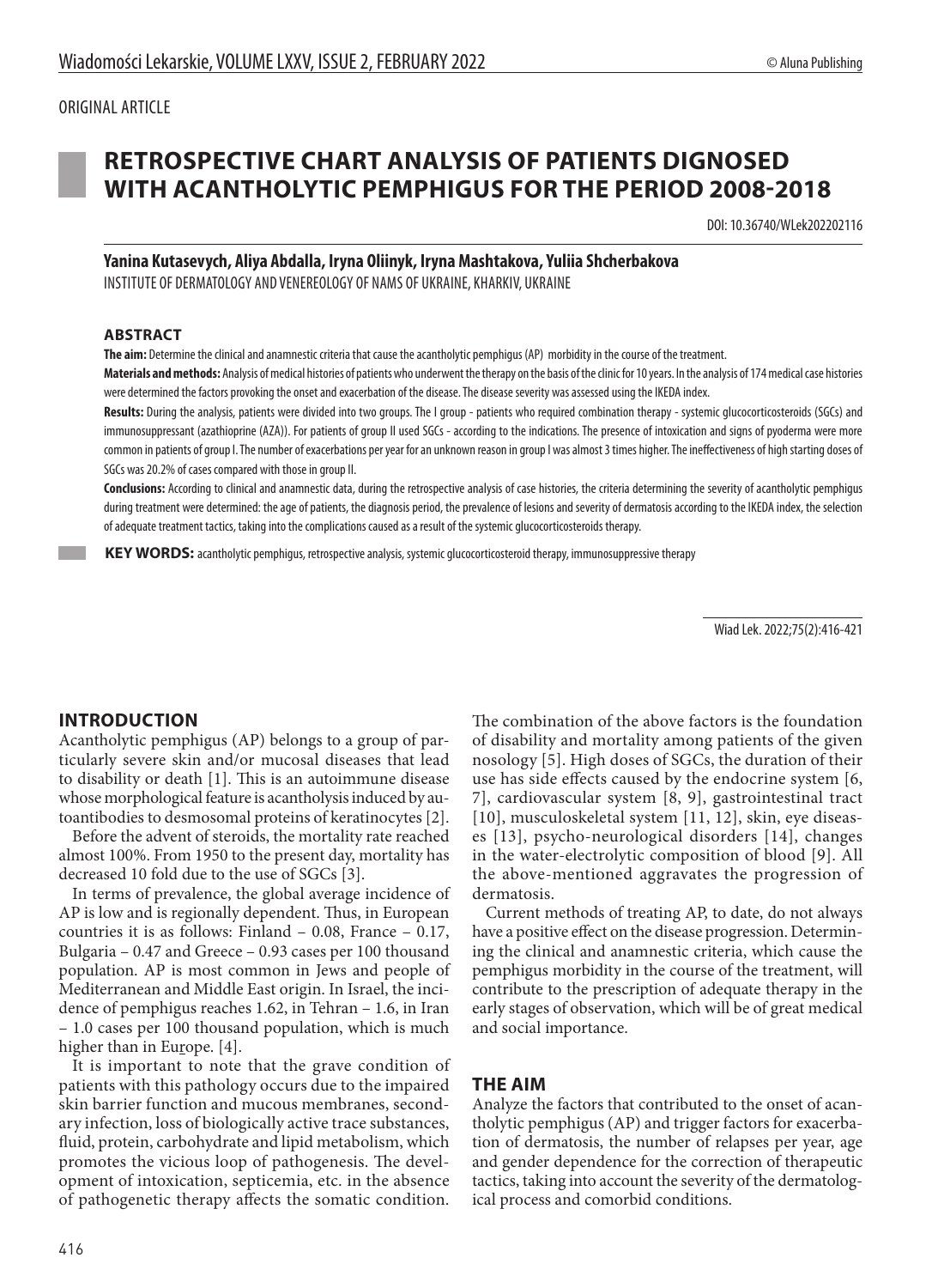ORIGINAL ARTICLE

# RETROSPECTIVE CHART ANALYSIS OF PATIENTS DIGNOSED WITH ACANTHOLYTIC PEMPHIGUS FOR THE PERIOD 2008-2018

DOI: 10.36740/WLek202202116

**Yanina Kutasevych, Aliya Abdalla, Iryna Oliinyk, Iryna Mashtakova, Yuliia Shcherbakova**
INSTITUTE OF DERMATOLOGY AND VENEREOLOGY OF NAMS OF UKRAINE, KHARKIV, UKRAINE

## ABSTRACT

**The aim:** Determine the clinical and anamnestic criteria that cause the acantholytic pemphigus (AP) morbidity in the course of the treatment.

**Materials and methods:** Analysis of medical histories of patients who underwent the therapy on the basis of the clinic for 10 years. In the analysis of 174 medical case histories were determined the factors provoking the onset and exacerbation of the disease. The disease severity was assessed using the IKEDA index.

**Results:** During the analysis, patients were divided into two groups. The I group - patients who required combination therapy - systemic glucocorticosteroids (SGCs) and immunosuppressant (azathioprine (AZA)). For patients of group II used SGCs - according to the indications. The presence of intoxication and signs of pyoderma were more common in patients of group I. The number of exacerbations per year for an unknown reason in group I was almost 3 times higher. The ineffectiveness of high starting doses of SGCs was 20.2% of cases compared with those in group II.

**Conclusions:** According to clinical and anamnestic data, during the retrospective analysis of case histories, the criteria determining the severity of acantholytic pemphigus during treatment were determined: the age of patients, the diagnosis period, the prevalence of lesions and severity of dermatosis according to the IKEDA index, the selection of adequate treatment tactics, taking into the complications caused as a result of the systemic glucocorticosteroids therapy.

**KEY WORDS:** acantholytic pemphigus, retrospective analysis, systemic glucocorticosteroid therapy, immunosuppressive therapy

Wiad Lek. 2022;75(2):416-421

## INTRODUCTION

Acantholytic pemphigus (AP) belongs to a group of particularly severe skin and/or mucosal diseases that lead to disability or death [1]. This is an autoimmune disease whose morphological feature is acantholysis induced by autoantibodies to desmosomal proteins of keratinocytes [2].

Before the advent of steroids, the mortality rate reached almost 100%. From 1950 to the present day, mortality has decreased 10 fold due to the use of SGCs [3].

In terms of prevalence, the global average incidence of AP is low and is regionally dependent. Thus, in European countries it is as follows: Finland – 0.08, France – 0.17, Bulgaria – 0.47 and Greece – 0.93 cases per 100 thousand population. AP is most common in Jews and people of Mediterranean and Middle East origin. In Israel, the incidence of pemphigus reaches 1.62, in Tehran – 1.6, in Iran – 1.0 cases per 100 thousand population, which is much higher than in Europe. [4].

It is important to note that the grave condition of patients with this pathology occurs due to the impaired skin barrier function and mucous membranes, secondary infection, loss of biologically active trace substances, fluid, protein, carbohydrate and lipid metabolism, which promotes the vicious loop of pathogenesis. The development of intoxication, septicemia, etc. in the absence of pathogenetic therapy affects the somatic condition. The combination of the above factors is the foundation of disability and mortality among patients of the given nosology [5]. High doses of SGCs, the duration of their use has side effects caused by the endocrine system [6, 7], cardiovascular system [8, 9], gastrointestinal tract [10], musculoskeletal system [11, 12], skin, eye diseases [13], psycho-neurological disorders [14], changes in the water-electrolytic composition of blood [9]. All the above-mentioned aggravates the progression of dermatosis.

Current methods of treating AP, to date, do not always have a positive effect on the disease progression. Determining the clinical and anamnestic criteria, which cause the pemphigus morbidity in the course of the treatment, will contribute to the prescription of adequate therapy in the early stages of observation, which will be of great medical and social importance.

## THE AIM

Analyze the factors that contributed to the onset of acantholytic pemphigus (AP) and trigger factors for exacerbation of dermatosis, the number of relapses per year, age and gender dependence for the correction of therapeutic tactics, taking into account the severity of the dermatological process and comorbid conditions.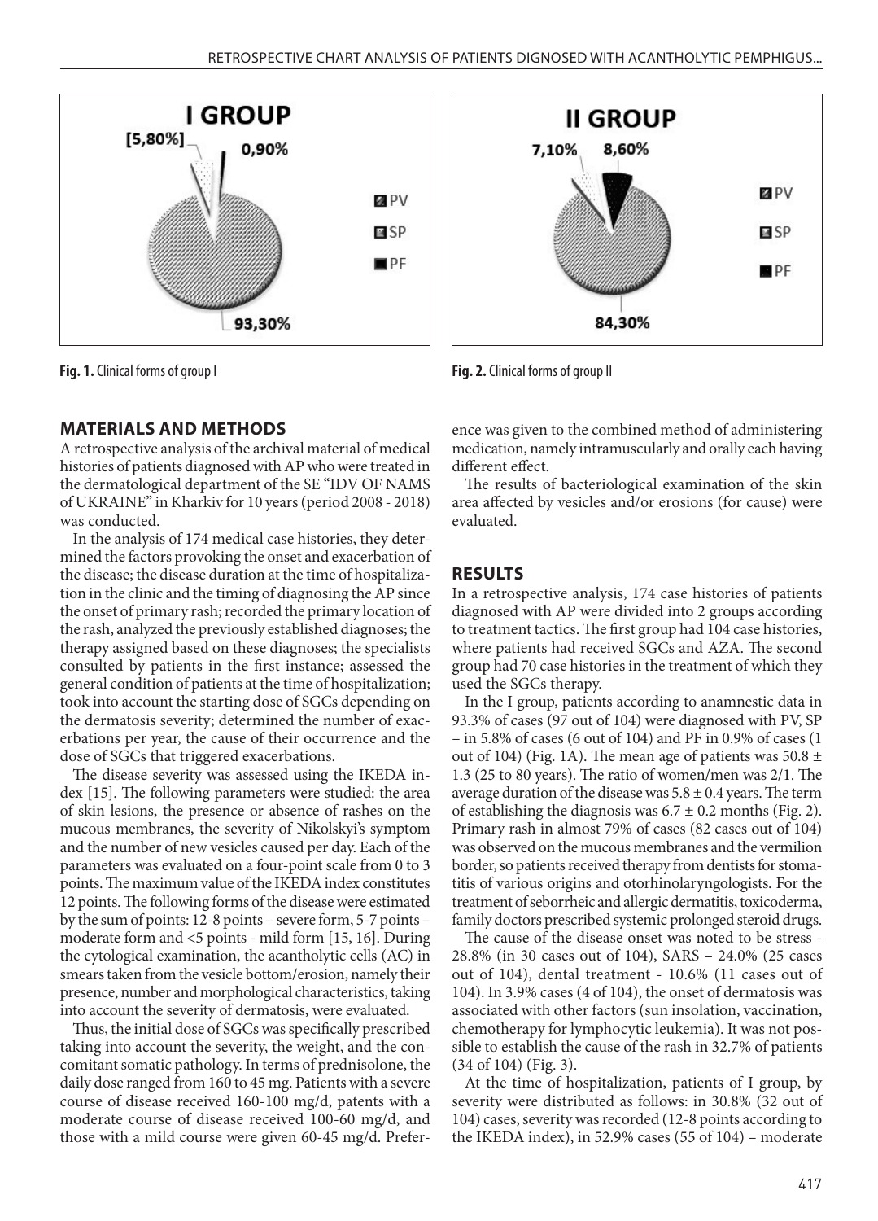Fig. 1. Clinical forms of group I

Fig. 2. Clinical forms of group II

## MATERIALS AND METHODS

A retrospective analysis of the archival material of medical histories of patients diagnosed with AP who were treated in the dermatological department of the SE "IDV OF NAMS of UKRAINE" in Kharkiv for 10 years (period 2008 - 2018) was conducted.

In the analysis of 174 medical case histories, they determined the factors provoking the onset and exacerbation of the disease; the disease duration at the time of hospitalization in the clinic and the timing of diagnosing the AP since the onset of primary rash; recorded the primary location of the rash, analyzed the previously established diagnoses; the therapy assigned based on these diagnoses; the specialists consulted by patients in the first instance; assessed the general condition of patients at the time of hospitalization; took into account the starting dose of SGCs depending on the dermatosis severity; determined the number of exacerbations per year, the cause of their occurrence and the dose of SGCs that triggered exacerbations.

The disease severity was assessed using the IKEDA index [15]. The following parameters were studied: the area of skin lesions, the presence or absence of rashes on the mucous membranes, the severity of Nikolskyi's symptom and the number of new vesicles caused per day. Each of the parameters was evaluated on a four-point scale from 0 to 3 points. The maximum value of the IKEDA index constitutes 12 points. The following forms of the disease were estimated by the sum of points: 12-8 points – severe form, 5-7 points – moderate form and <5 points - mild form [15, 16]. During the cytological examination, the acantholytic cells (AC) in smears taken from the vesicle bottom/erosion, namely their presence, number and morphological characteristics, taking into account the severity of dermatosis, were evaluated.

Thus, the initial dose of SGCs was specifically prescribed taking into account the severity, the weight, and the concomitant somatic pathology. In terms of prednisolone, the daily dose ranged from 160 to 45 mg. Patients with a severe course of disease received 160-100 mg/d, patents with a moderate course of disease received 100-60 mg/d, and those with a mild course were given 60-45 mg/d. Preference was given to the combined method of administering medication, namely intramuscularly and orally each having different effect.

The results of bacteriological examination of the skin area affected by vesicles and/or erosions (for cause) were evaluated.

## RESULTS

In a retrospective analysis, 174 case histories of patients diagnosed with AP were divided into 2 groups according to treatment tactics. The first group had 104 case histories, where patients had received SGCs and AZA. The second group had 70 case histories in the treatment of which they used the SGCs therapy.

In the I group, patients according to anamnestic data in 93.3% of cases (97 out of 104) were diagnosed with PV, SP – in 5.8% of cases (6 out of 104) and PF in 0.9% of cases (1 out of 104) (Fig. 1A). The mean age of patients was 50.8 ± 1.3 (25 to 80 years). The ratio of women/men was 2/1. The average duration of the disease was 5.8 ± 0.4 years. The term of establishing the diagnosis was 6.7 ± 0.2 months (Fig. 2). Primary rash in almost 79% of cases (82 cases out of 104) was observed on the mucous membranes and the vermilion border, so patients received therapy from dentists for stomatitis of various origins and otorhinolaryngologists. For the treatment of seborrheic and allergic dermatitis, toxicoderma, family doctors prescribed systemic prolonged steroid drugs.

The cause of the disease onset was noted to be stress - 28.8% (in 30 cases out of 104), SARS – 24.0% (25 cases out of 104), dental treatment - 10.6% (11 cases out of 104). In 3.9% cases (4 of 104), the onset of dermatosis was associated with other factors (sun insolation, vaccination, chemotherapy for lymphocytic leukemia). It was not possible to establish the cause of the rash in 32.7% of patients (34 of 104) (Fig. 3).

At the time of hospitalization, patients of I group, by severity were distributed as follows: in 30.8% (32 out of 104) cases, severity was recorded (12-8 points according to the IKEDA index), in 52.9% cases (55 of 104) – moderate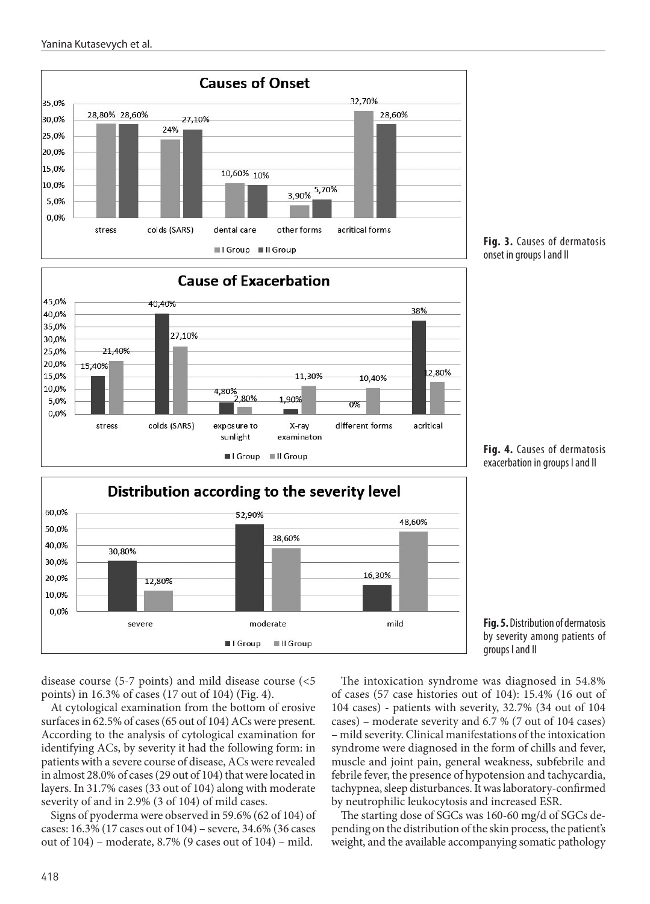Fig. 3. Causes of dermatosis onset in groups I and II

Fig. 4. Causes of dermatosis exacerbation in groups I and II

Fig. 5. Distribution of dermatosis by severity among patients of groups I and II

disease course (5-7 points) and mild disease course (<5 points) in 16.3% of cases (17 out of 104) (Fig. 4).

At cytological examination from the bottom of erosive surfaces in 62.5% of cases (65 out of 104) ACs were present. According to the analysis of cytological examination for identifying ACs, by severity it had the following form: in patients with a severe course of disease, ACs were revealed in almost 28.0% of cases (29 out of 104) that were located in layers. In 31.7% cases (33 out of 104) along with moderate severity of and in 2.9% (3 of 104) of mild cases.

Signs of pyoderma were observed in 59.6% (62 of 104) of cases: 16.3% (17 cases out of 104) – severe, 34.6% (36 cases out of 104) – moderate, 8.7% (9 cases out of 104) – mild.

The intoxication syndrome was diagnosed in 54.8% of cases (57 case histories out of 104): 15.4% (16 out of 104 cases) - patients with severity, 32.7% (34 out of 104 cases) – moderate severity and 6.7 % (7 out of 104 cases) – mild severity. Clinical manifestations of the intoxication syndrome were diagnosed in the form of chills and fever, muscle and joint pain, general weakness, subfebrile and febrile fever, the presence of hypotension and tachycardia, tachypnea, sleep disturbances. It was laboratory-confirmed by neutrophilic leukocytosis and increased ESR.

The starting dose of SGCs was 160-60 mg/d of SGCs depending on the distribution of the skin process, the patient's weight, and the available accompanying somatic pathology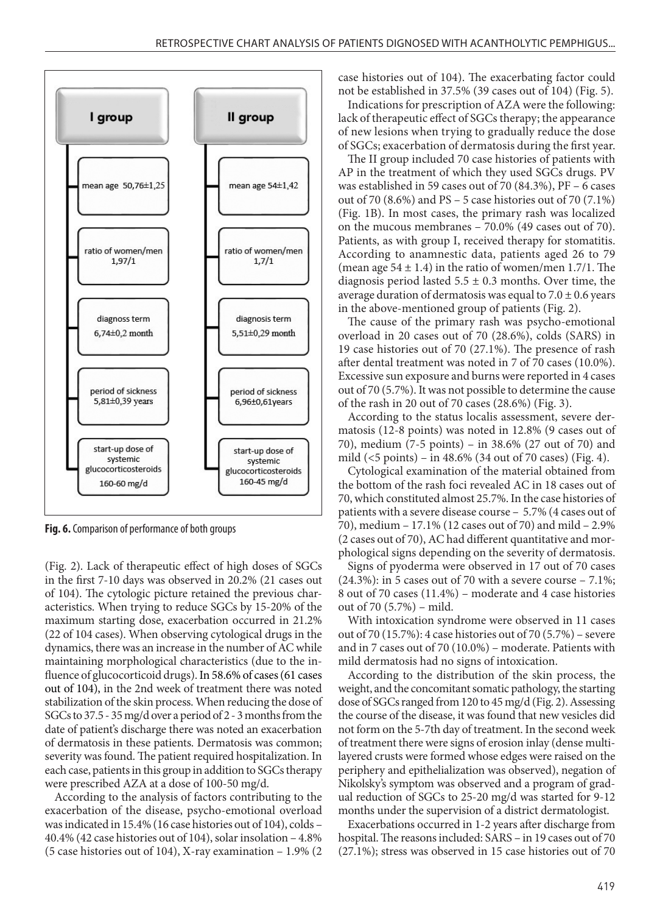| I group | II group |
|---|---|
| mean age 50,76±1,25 | mean age 54±1,42 |
| ratio of women/men 1,97/1 | ratio of women/men 1,7/1 |
| diagnosis term 6,74±0,2 month | diagnosis term 5,51±0,29 month |
| period of sickness 5,81±0,39 years | period of sickness 6,96±0,61years |
| start-up dose of systemic glucocorticosteroids 160-60 mg/d | start-up dose of systemic glucocorticosteroids 160-45 mg/d |

**Fig. 6.** Comparison of performance of both groups

(Fig. 2). Lack of therapeutic effect of high doses of SGCs in the first 7-10 days was observed in 20.2% (21 cases out of 104). The cytologic picture retained the previous characteristics. When trying to reduce SGCs by 15-20% of the maximum starting dose, exacerbation occurred in 21.2% (22 of 104 cases). When observing cytological drugs in the dynamics, there was an increase in the number of AC while maintaining morphological characteristics (due to the influence of glucocorticoid drugs). In 58.6% of cases (61 cases out of 104), in the 2nd week of treatment there was noted stabilization of the skin process. When reducing the dose of SGCs to 37.5 - 35 mg/d over a period of 2 - 3 months from the date of patient's discharge there was noted an exacerbation of dermatosis in these patients. Dermatosis was common; severity was found. The patient required hospitalization. In each case, patients in this group in addition to SGCs therapy were prescribed AZA at a dose of 100-50 mg/d.

According to the analysis of factors contributing to the exacerbation of the disease, psycho-emotional overload was indicated in 15.4% (16 case histories out of 104), colds – 40.4% (42 case histories out of 104), solar insolation – 4.8% (5 case histories out of 104), X-ray examination – 1.9% (2 case histories out of 104). The exacerbating factor could not be established in 37.5% (39 cases out of 104) (Fig. 5).

Indications for prescription of AZA were the following: lack of therapeutic effect of SGCs therapy; the appearance of new lesions when trying to gradually reduce the dose of SGCs; exacerbation of dermatosis during the first year.

The II group included 70 case histories of patients with AP in the treatment of which they used SGCs drugs. PV was established in 59 cases out of 70 (84.3%), PF – 6 cases out of 70 (8.6%) and PS – 5 case histories out of 70 (7.1%) (Fig. 1B). In most cases, the primary rash was localized on the mucous membranes – 70.0% (49 cases out of 70). Patients, as with group I, received therapy for stomatitis. According to anamnestic data, patients aged 26 to 79 (mean age 54 ± 1.4) in the ratio of women/men 1.7/1. The diagnosis period lasted 5.5 ± 0.3 months. Over time, the average duration of dermatosis was equal to 7.0 ± 0.6 years in the above-mentioned group of patients (Fig. 2).

The cause of the primary rash was psycho-emotional overload in 20 cases out of 70 (28.6%), colds (SARS) in 19 case histories out of 70 (27.1%). The presence of rash after dental treatment was noted in 7 of 70 cases (10.0%). Excessive sun exposure and burns were reported in 4 cases out of 70 (5.7%). It was not possible to determine the cause of the rash in 20 out of 70 cases (28.6%) (Fig. 3).

According to the status localis assessment, severe dermatosis (12-8 points) was noted in 12.8% (9 cases out of 70), medium (7-5 points) – in 38.6% (27 out of 70) and mild (<5 points) – in 48.6% (34 out of 70 cases) (Fig. 4).

Cytological examination of the material obtained from the bottom of the rash foci revealed AC in 18 cases out of 70, which constituted almost 25.7%. In the case histories of patients with a severe disease course – 5.7% (4 cases out of 70), medium – 17.1% (12 cases out of 70) and mild – 2.9% (2 cases out of 70), AC had different quantitative and morphological signs depending on the severity of dermatosis.

Signs of pyoderma were observed in 17 out of 70 cases (24.3%): in 5 cases out of 70 with a severe course – 7.1%; 8 out of 70 cases (11.4%) – moderate and 4 case histories out of 70 (5.7%) – mild.

With intoxication syndrome were observed in 11 cases out of 70 (15.7%): 4 case histories out of 70 (5.7%) – severe and in 7 cases out of 70 (10.0%) – moderate. Patients with mild dermatosis had no signs of intoxication.

According to the distribution of the skin process, the weight, and the concomitant somatic pathology, the starting dose of SGCs ranged from 120 to 45 mg/d (Fig. 2). Assessing the course of the disease, it was found that new vesicles did not form on the 5-7th day of treatment. In the second week of treatment there were signs of erosion inlay (dense multilayered crusts were formed whose edges were raised on the periphery and epithelialization was observed), negation of Nikolsky's symptom was observed and a program of gradual reduction of SGCs to 25-20 mg/d was started for 9-12 months under the supervision of a district dermatologist.

Exacerbations occurred in 1-2 years after discharge from hospital. The reasons included: SARS – in 19 cases out of 70 (27.1%); stress was observed in 15 case histories out of 70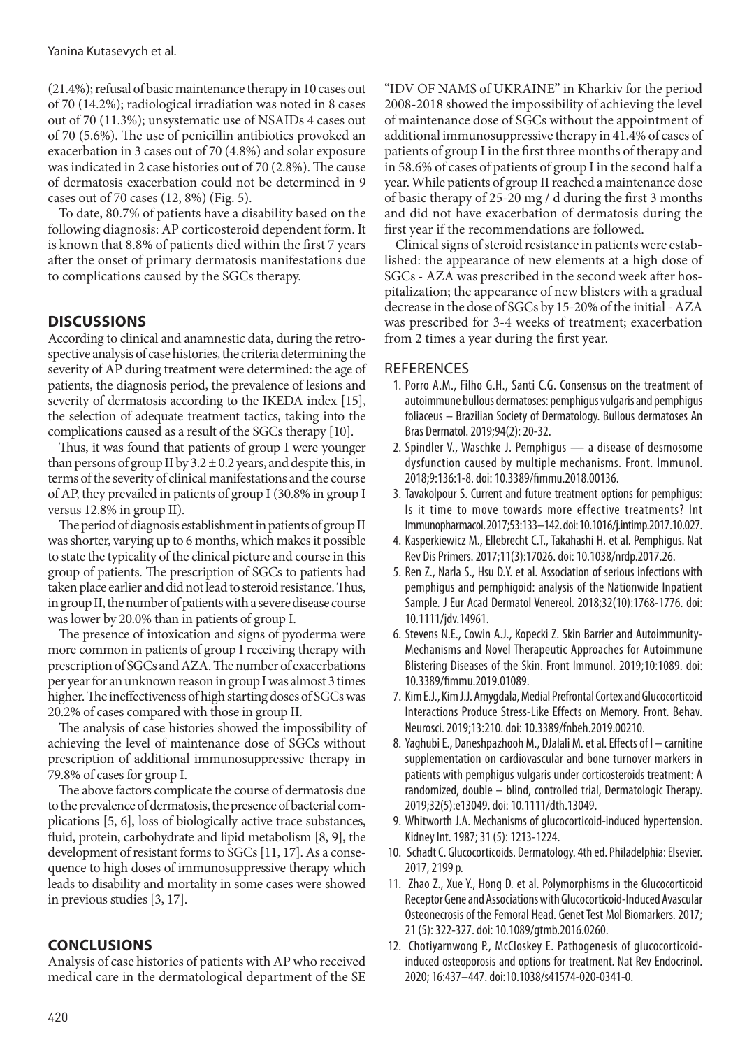(21.4%); refusal of basic maintenance therapy in 10 cases out of 70 (14.2%); radiological irradiation was noted in 8 cases out of 70 (11.3%); unsystematic use of NSAIDs 4 cases out of 70 (5.6%). The use of penicillin antibiotics provoked an exacerbation in 3 cases out of 70 (4.8%) and solar exposure was indicated in 2 case histories out of 70 (2.8%). The cause of dermatosis exacerbation could not be determined in 9 cases out of 70 cases (12, 8%) (Fig. 5).

To date, 80.7% of patients have a disability based on the following diagnosis: AP corticosteroid dependent form. It is known that 8.8% of patients died within the first 7 years after the onset of primary dermatosis manifestations due to complications caused by the SGCs therapy.

## DISCUSSIONS

According to clinical and anamnestic data, during the retrospective analysis of case histories, the criteria determining the severity of AP during treatment were determined: the age of patients, the diagnosis period, the prevalence of lesions and severity of dermatosis according to the IKEDA index [15], the selection of adequate treatment tactics, taking into the complications caused as a result of the SGCs therapy [10].

Thus, it was found that patients of group I were younger than persons of group II by $3.2 \pm 0.2$ years, and despite this, in terms of the severity of clinical manifestations and the course of AP, they prevailed in patients of group I (30.8% in group I versus 12.8% in group II).

The period of diagnosis establishment in patients of group II was shorter, varying up to 6 months, which makes it possible to state the typicality of the clinical picture and course in this group of patients. The prescription of SGCs to patients had taken place earlier and did not lead to steroid resistance. Thus, in group II, the number of patients with a severe disease course was lower by 20.0% than in patients of group I.

The presence of intoxication and signs of pyoderma were more common in patients of group I receiving therapy with prescription of SGCs and AZA. The number of exacerbations per year for an unknown reason in group I was almost 3 times higher. The ineffectiveness of high starting doses of SGCs was 20.2% of cases compared with those in group II.

The analysis of case histories showed the impossibility of achieving the level of maintenance dose of SGCs without prescription of additional immunosuppressive therapy in 79.8% of cases for group I.

The above factors complicate the course of dermatosis due to the prevalence of dermatosis, the presence of bacterial complications [5, 6], loss of biologically active trace substances, fluid, protein, carbohydrate and lipid metabolism [8, 9], the development of resistant forms to SGCs [11, 17]. As a consequence to high doses of immunosuppressive therapy which leads to disability and mortality in some cases were showed in previous studies [3, 17].

## CONCLUSIONS

Analysis of case histories of patients with AP who received medical care in the dermatological department of the SE "IDV OF NAMS of UKRAINE" in Kharkiv for the period 2008-2018 showed the impossibility of achieving the level of maintenance dose of SGCs without the appointment of additional immunosuppressive therapy in 41.4% of cases of patients of group I in the first three months of therapy and in 58.6% of cases of patients of group I in the second half a year. While patients of group II reached a maintenance dose of basic therapy of 25-20 mg / d during the first 3 months and did not have exacerbation of dermatosis during the first year if the recommendations are followed.

Clinical signs of steroid resistance in patients were established: the appearance of new elements at a high dose of SGCs - AZA was prescribed in the second week after hospitalization; the appearance of new blisters with a gradual decrease in the dose of SGCs by 15-20% of the initial - AZA was prescribed for 3-4 weeks of treatment; exacerbation from 2 times a year during the first year.

## REFERENCES

1. Porro A.M., Filho G.H., Santi C.G. Consensus on the treatment of autoimmune bullous dermatoses: pemphigus vulgaris and pemphigus foliaceus – Brazilian Society of Dermatology. Bullous dermatoses An Bras Dermatol. 2019;94(2): 20-32.
2. Spindler V., Waschke J. Pemphigus — a disease of desmosome dysfunction caused by multiple mechanisms. Front. Immunol. 2018;9:136:1-8. doi: 10.3389/fimmu.2018.00136.
3. Tavakolpour S. Current and future treatment options for pemphigus: Is it time to move towards more effective treatments? Int Immunopharmacol. 2017;53:133–142. doi: 10.1016/j.intimp.2017.10.027.
4. Kasperkiewicz M., Ellebrecht C.T., Takahashi H. et al. Pemphigus. Nat Rev Dis Primers. 2017;11(3):17026. doi: 10.1038/nrdp.2017.26.
5. Ren Z., Narla S., Hsu D.Y. et al. Association of serious infections with pemphigus and pemphigoid: analysis of the Nationwide Inpatient Sample. J Eur Acad Dermatol Venereol. 2018;32(10):1768-1776. doi: 10.1111/jdv.14961.
6. Stevens N.E., Cowin A.J., Kopecki Z. Skin Barrier and Autoimmunity-Mechanisms and Novel Therapeutic Approaches for Autoimmune Blistering Diseases of the Skin. Front Immunol. 2019;10:1089. doi: 10.3389/fimmu.2019.01089.
7. Kim E.J., Kim J.J. Amygdala, Medial Prefrontal Cortex and Glucocorticoid Interactions Produce Stress-Like Effects on Memory. Front. Behav. Neurosci. 2019;13:210. doi: 10.3389/fnbeh.2019.00210.
8. Yaghubi E., Daneshpazhooh M., DJalali M. et al. Effects of l – carnitine supplementation on cardiovascular and bone turnover markers in patients with pemphigus vulgaris under corticosteroids treatment: A randomized, double – blind, controlled trial, Dermatologic Therapy. 2019;32(5):e13049. doi: 10.1111/dth.13049.
9. Whitworth J.A. Mechanisms of glucocorticoid-induced hypertension. Kidney Int. 1987; 31 (5): 1213-1224.
10. Schadt C. Glucocorticoids. Dermatology. 4th ed. Philadelphia: Elsevier. 2017, 2199 p.
11. Zhao Z., Xue Y., Hong D. et al. Polymorphisms in the Glucocorticoid Receptor Gene and Associations with Glucocorticoid-Induced Avascular Osteonecrosis of the Femoral Head. Genet Test Mol Biomarkers. 2017; 21 (5): 322-327. doi: 10.1089/gtmb.2016.0260.
12. Chotiyarnwong P., McCloskey E. Pathogenesis of glucocorticoid-induced osteoporosis and options for treatment. Nat Rev Endocrinol. 2020; 16:437–447. doi:10.1038/s41574-020-0341-0.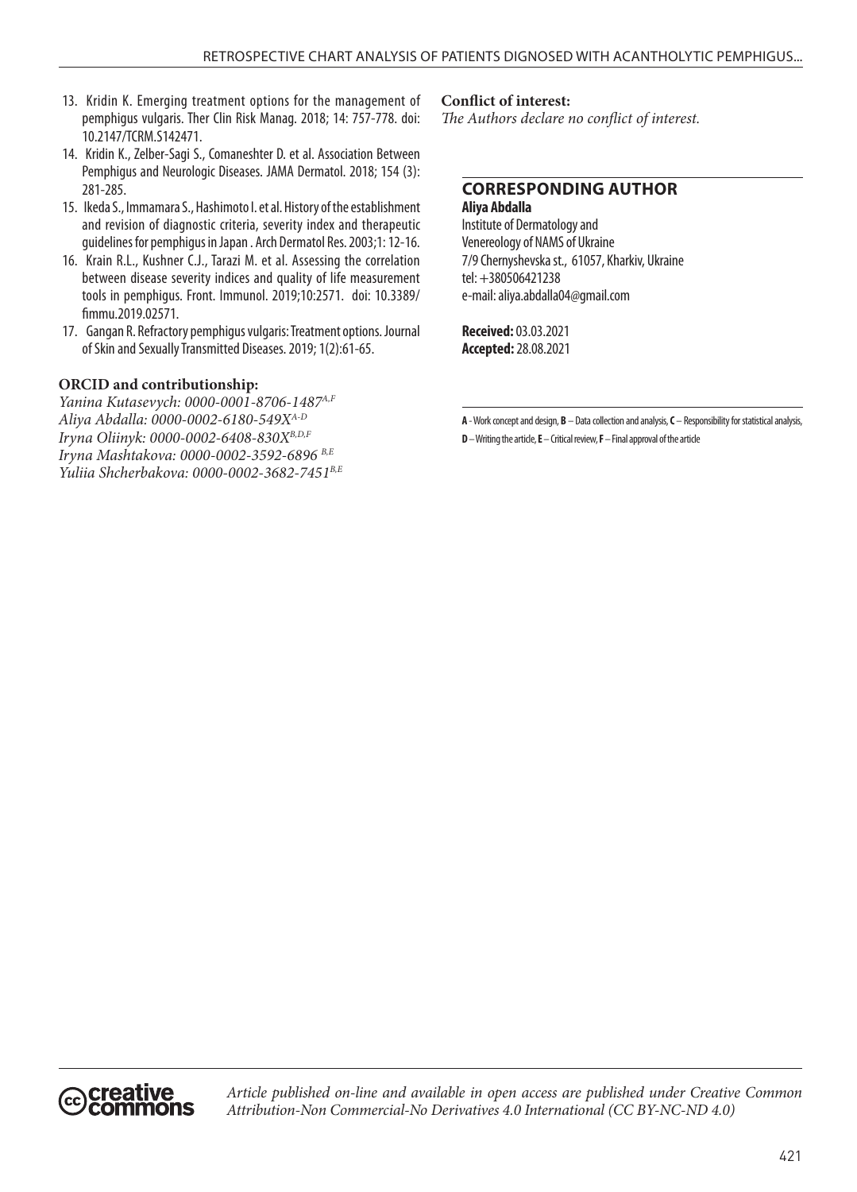13. Kridin K. Emerging treatment options for the management of pemphigus vulgaris. Ther Clin Risk Manag. 2018; 14: 757-778. doi: 10.2147/TCRM.S142471.
14. Kridin K., Zelber-Sagi S., Comaneshter D. et al. Association Between Pemphigus and Neurologic Diseases. JAMA Dermatol. 2018; 154 (3): 281-285.
15. Ikeda S., Immamara S., Hashimoto I. et al. History of the establishment and revision of diagnostic criteria, severity index and therapeutic guidelines for pemphigus in Japan . Arch Dermatol Res. 2003;1: 12-16.
16. Krain R.L., Kushner C.J., Tarazi M. et al. Assessing the correlation between disease severity indices and quality of life measurement tools in pemphigus. Front. Immunol. 2019;10:2571. doi: 10.3389/fimmu.2019.02571.
17. Gangan R. Refractory pemphigus vulgaris: Treatment options. Journal of Skin and Sexually Transmitted Diseases. 2019; 1(2):61-65.

**ORCID and contributionship:**

*Yanina Kutasevych: 0000-0001-8706-1487*[A,F]
*Aliya Abdalla: 0000-0002-6180-549X*[A-D]
*Iryna Oliinyk: 0000-0002-6408-830X*[B,D,F]
*Iryna Mashtakova: 0000-0002-3592-6896* [B,E]
*Yuliia Shcherbakova: 0000-0002-3682-7451*[B,E]

**Conflict of interest:**

*The Authors declare no conflict of interest.*

## CORRESPONDING AUTHOR

**Aliya Abdalla**
Institute of Dermatology and Venereology of NAMS of Ukraine
7/9 Chernyshevska st., 61057, Kharkiv, Ukraine
tel: +380506421238
e-mail: aliya.abdalla04@gmail.com

**Received:** 03.03.2021
**Accepted:** 28.08.2021

**A** - Work concept and design, **B** – Data collection and analysis, **C** – Responsibility for statistical analysis, **D** – Writing the article, **E** – Critical review, **F** – Final approval of the article

*Article published on-line and available in open access are published under Creative Common Attribution-Non Commercial-No Derivatives 4.0 International (CC BY-NC-ND 4.0)*